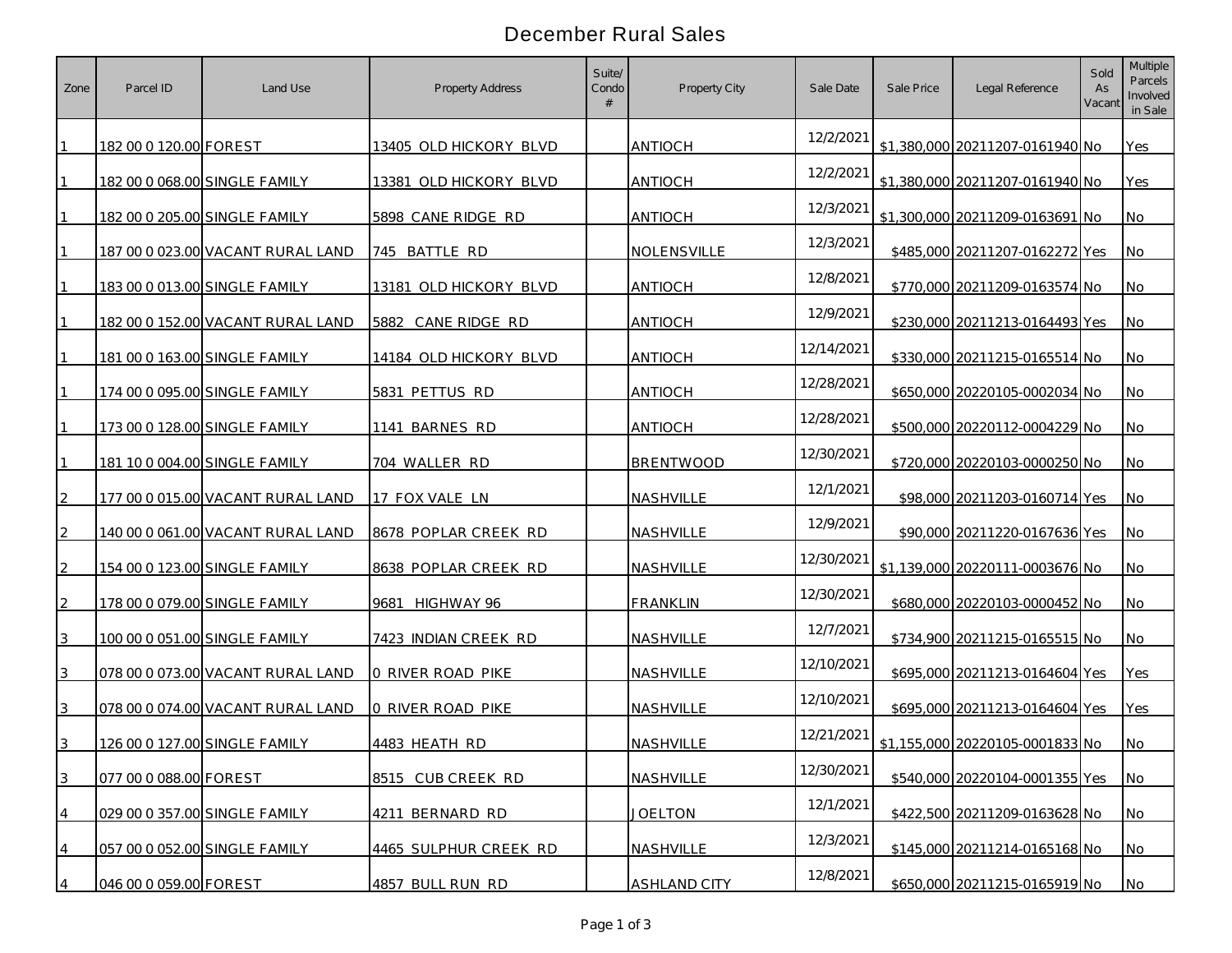# December Rural Sales

| Zone | Parcel ID | Land Use | Property Address | Suite/ Condo # | Property City | Sale Date | Sale Price | Legal Reference | Sold As Vacant | Multiple Parcels Involved in Sale |
|---|---|---|---|---|---|---|---|---|---|---|
| 1 | 182 00 0 120.00 | FOREST | 13405 OLD HICKORY BLVD | | ANTIOCH | 12/2/2021 | $1,380,000 | 20211207-0161940 | No | Yes |
| 1 | 182 00 0 068.00 | SINGLE FAMILY | 13381 OLD HICKORY BLVD | | ANTIOCH | 12/2/2021 | $1,380,000 | 20211207-0161940 | No | Yes |
| 1 | 182 00 0 205.00 | SINGLE FAMILY | 5898 CANE RIDGE RD | | ANTIOCH | 12/3/2021 | $1,300,000 | 20211209-0163691 | No | No |
| 1 | 187 00 0 023.00 | VACANT RURAL LAND | 745 BATTLE RD | | NOLENSVILLE | 12/3/2021 | $485,000 | 20211207-0162272 | Yes | No |
| 1 | 183 00 0 013.00 | SINGLE FAMILY | 13181 OLD HICKORY BLVD | | ANTIOCH | 12/8/2021 | $770,000 | 20211209-0163574 | No | No |
| 1 | 182 00 0 152.00 | VACANT RURAL LAND | 5882 CANE RIDGE RD | | ANTIOCH | 12/9/2021 | $230,000 | 20211213-0164493 | Yes | No |
| 1 | 181 00 0 163.00 | SINGLE FAMILY | 14184 OLD HICKORY BLVD | | ANTIOCH | 12/14/2021 | $330,000 | 20211215-0165514 | No | No |
| 1 | 174 00 0 095.00 | SINGLE FAMILY | 5831 PETTUS RD | | ANTIOCH | 12/28/2021 | $650,000 | 20220105-0002034 | No | No |
| 1 | 173 00 0 128.00 | SINGLE FAMILY | 1141 BARNES RD | | ANTIOCH | 12/28/2021 | $500,000 | 20220112-0004229 | No | No |
| 1 | 181 10 0 004.00 | SINGLE FAMILY | 704 WALLER RD | | BRENTWOOD | 12/30/2021 | $720,000 | 20220103-0000250 | No | No |
| 2 | 177 00 0 015.00 | VACANT RURAL LAND | 17 FOX VALE LN | | NASHVILLE | 12/1/2021 | $98,000 | 20211203-0160714 | Yes | No |
| 2 | 140 00 0 061.00 | VACANT RURAL LAND | 8678 POPLAR CREEK RD | | NASHVILLE | 12/9/2021 | $90,000 | 20211220-0167636 | Yes | No |
| 2 | 154 00 0 123.00 | SINGLE FAMILY | 8638 POPLAR CREEK RD | | NASHVILLE | 12/30/2021 | $1,139,000 | 20220111-0003676 | No | No |
| 2 | 178 00 0 079.00 | SINGLE FAMILY | 9681 HIGHWAY 96 | | FRANKLIN | 12/30/2021 | $680,000 | 20220103-0000452 | No | No |
| 3 | 100 00 0 051.00 | SINGLE FAMILY | 7423 INDIAN CREEK RD | | NASHVILLE | 12/7/2021 | $734,900 | 20211215-0165515 | No | No |
| 3 | 078 00 0 073.00 | VACANT RURAL LAND | 0 RIVER ROAD PIKE | | NASHVILLE | 12/10/2021 | $695,000 | 20211213-0164604 | Yes | Yes |
| 3 | 078 00 0 074.00 | VACANT RURAL LAND | 0 RIVER ROAD PIKE | | NASHVILLE | 12/10/2021 | $695,000 | 20211213-0164604 | Yes | Yes |
| 3 | 126 00 0 127.00 | SINGLE FAMILY | 4483 HEATH RD | | NASHVILLE | 12/21/2021 | $1,155,000 | 20220105-0001833 | No | No |
| 3 | 077 00 0 088.00 | FOREST | 8515 CUB CREEK RD | | NASHVILLE | 12/30/2021 | $540,000 | 20220104-0001355 | Yes | No |
| 4 | 029 00 0 357.00 | SINGLE FAMILY | 4211 BERNARD RD | | JOELTON | 12/1/2021 | $422,500 | 20211209-0163628 | No | No |
| 4 | 057 00 0 052.00 | SINGLE FAMILY | 4465 SULPHUR CREEK RD | | NASHVILLE | 12/3/2021 | $145,000 | 20211214-0165168 | No | No |
| 4 | 046 00 0 059.00 | FOREST | 4857 BULL RUN RD | | ASHLAND CITY | 12/8/2021 | $650,000 | 20211215-0165919 | No | No |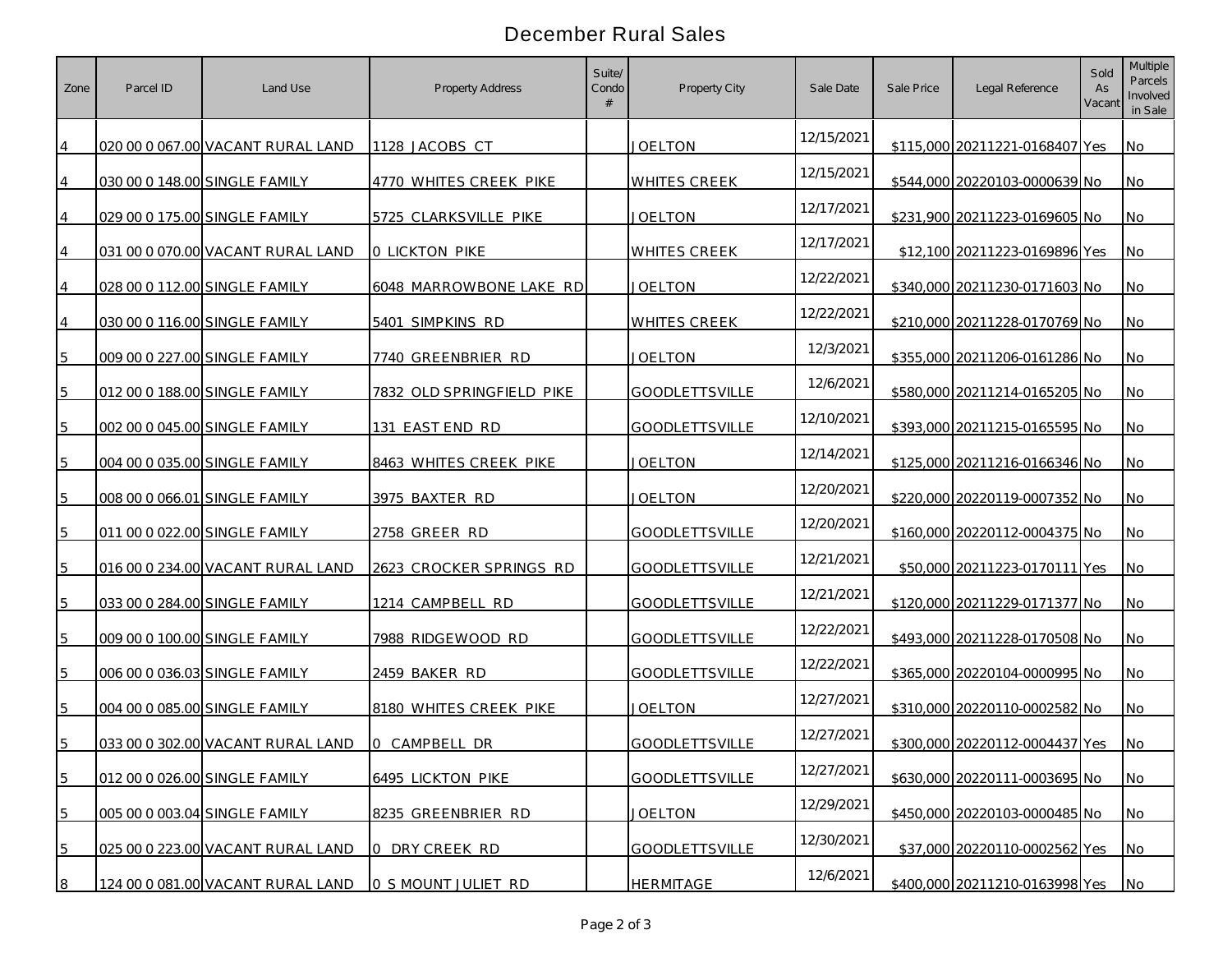# December Rural Sales

| Zone | Parcel ID | Land Use | Property Address | Suite/ Condo # | Property City | Sale Date | Sale Price | Legal Reference | Sold As Vacant | Multiple Parcels Involved in Sale |
|---|---|---|---|---|---|---|---|---|---|---|
| 4 | 020 00 0 067.00 | VACANT RURAL LAND | 1128 JACOBS CT | | JOELTON | 12/15/2021 | $115,000 | 20211221-0168407 | Yes | No |
| 4 | 030 00 0 148.00 | SINGLE FAMILY | 4770 WHITES CREEK PIKE | | WHITES CREEK | 12/15/2021 | $544,000 | 20220103-0000639 | No | No |
| 4 | 029 00 0 175.00 | SINGLE FAMILY | 5725 CLARKSVILLE PIKE | | JOELTON | 12/17/2021 | $231,900 | 20211223-0169605 | No | No |
| 4 | 031 00 0 070.00 | VACANT RURAL LAND | 0 LICKTON PIKE | | WHITES CREEK | 12/17/2021 | $12,100 | 20211223-0169896 | Yes | No |
| 4 | 028 00 0 112.00 | SINGLE FAMILY | 6048 MARROWBONE LAKE RD | | JOELTON | 12/22/2021 | $340,000 | 20211230-0171603 | No | No |
| 4 | 030 00 0 116.00 | SINGLE FAMILY | 5401 SIMPKINS RD | | WHITES CREEK | 12/22/2021 | $210,000 | 20211228-0170769 | No | No |
| 5 | 009 00 0 227.00 | SINGLE FAMILY | 7740 GREENBRIER RD | | JOELTON | 12/3/2021 | $355,000 | 20211206-0161286 | No | No |
| 5 | 012 00 0 188.00 | SINGLE FAMILY | 7832 OLD SPRINGFIELD PIKE | | GOODLETTSVILLE | 12/6/2021 | $580,000 | 20211214-0165205 | No | No |
| 5 | 002 00 0 045.00 | SINGLE FAMILY | 131 EAST END RD | | GOODLETTSVILLE | 12/10/2021 | $393,000 | 20211215-0165595 | No | No |
| 5 | 004 00 0 035.00 | SINGLE FAMILY | 8463 WHITES CREEK PIKE | | JOELTON | 12/14/2021 | $125,000 | 20211216-0166346 | No | No |
| 5 | 008 00 0 066.01 | SINGLE FAMILY | 3975 BAXTER RD | | JOELTON | 12/20/2021 | $220,000 | 20220119-0007352 | No | No |
| 5 | 011 00 0 022.00 | SINGLE FAMILY | 2758 GREER RD | | GOODLETTSVILLE | 12/20/2021 | $160,000 | 20220112-0004375 | No | No |
| 5 | 016 00 0 234.00 | VACANT RURAL LAND | 2623 CROCKER SPRINGS RD | | GOODLETTSVILLE | 12/21/2021 | $50,000 | 20211223-0170111 | Yes | No |
| 5 | 033 00 0 284.00 | SINGLE FAMILY | 1214 CAMPBELL RD | | GOODLETTSVILLE | 12/21/2021 | $120,000 | 20211229-0171377 | No | No |
| 5 | 009 00 0 100.00 | SINGLE FAMILY | 7988 RIDGEWOOD RD | | GOODLETTSVILLE | 12/22/2021 | $493,000 | 20211228-0170508 | No | No |
| 5 | 006 00 0 036.03 | SINGLE FAMILY | 2459 BAKER RD | | GOODLETTSVILLE | 12/22/2021 | $365,000 | 20220104-0000995 | No | No |
| 5 | 004 00 0 085.00 | SINGLE FAMILY | 8180 WHITES CREEK PIKE | | JOELTON | 12/27/2021 | $310,000 | 20220110-0002582 | No | No |
| 5 | 033 00 0 302.00 | VACANT RURAL LAND | 0 CAMPBELL DR | | GOODLETTSVILLE | 12/27/2021 | $300,000 | 20220112-0004437 | Yes | No |
| 5 | 012 00 0 026.00 | SINGLE FAMILY | 6495 LICKTON PIKE | | GOODLETTSVILLE | 12/27/2021 | $630,000 | 20220111-0003695 | No | No |
| 5 | 005 00 0 003.04 | SINGLE FAMILY | 8235 GREENBRIER RD | | JOELTON | 12/29/2021 | $450,000 | 20220103-0000485 | No | No |
| 5 | 025 00 0 223.00 | VACANT RURAL LAND | 0 DRY CREEK RD | | GOODLETTSVILLE | 12/30/2021 | $37,000 | 20220110-0002562 | Yes | No |
| 8 | 124 00 0 081.00 | VACANT RURAL LAND | 0 S MOUNT JULIET RD | | HERMITAGE | 12/6/2021 | $400,000 | 20211210-0163998 | Yes | No |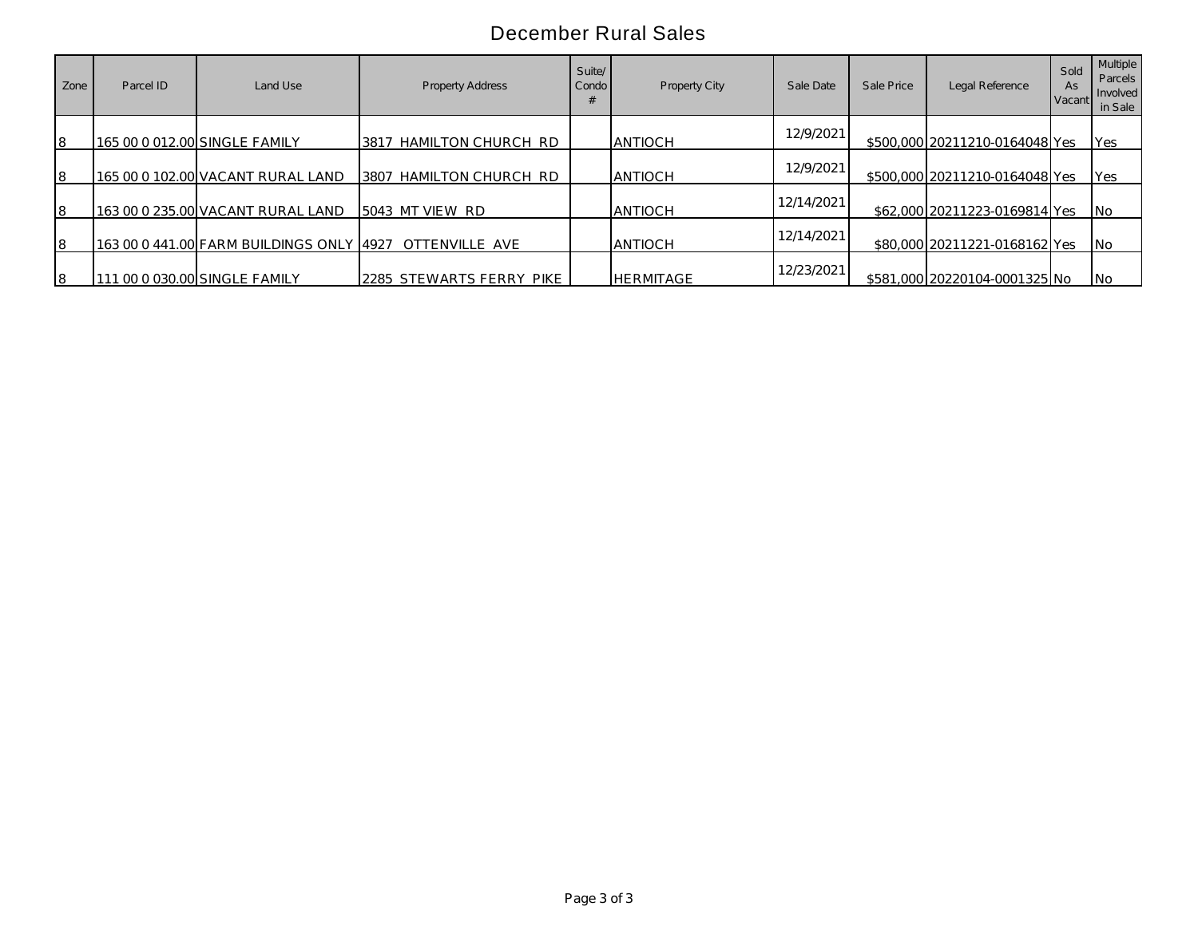# December Rural Sales

| Zone | Parcel ID | Land Use | Property Address | Suite/ Condo # | Property City | Sale Date | Sale Price | Legal Reference | Sold As Vacant | Multiple Parcels Involved in Sale |
|---|---|---|---|---|---|---|---|---|---|---|
| 8 | 165 00 0 012.00 | SINGLE FAMILY | 3817 HAMILTON CHURCH RD | | ANTIOCH | 12/9/2021 | $500,000 | 20211210-0164048 | Yes | Yes |
| 8 | 165 00 0 102.00 | VACANT RURAL LAND | 3807 HAMILTON CHURCH RD | | ANTIOCH | 12/9/2021 | $500,000 | 20211210-0164048 | Yes | Yes |
| 8 | 163 00 0 235.00 | VACANT RURAL LAND | 5043 MT VIEW RD | | ANTIOCH | 12/14/2021 | $62,000 | 20211223-0169814 | Yes | No |
| 8 | 163 00 0 441.00 | FARM BUILDINGS ONLY | 4927 OTTENVILLE AVE | | ANTIOCH | 12/14/2021 | $80,000 | 20211221-0168162 | Yes | No |
| 8 | 111 00 0 030.00 | SINGLE FAMILY | 2285 STEWARTS FERRY PIKE | | HERMITAGE | 12/23/2021 | $581,000 | 20220104-0001325 | No | No |